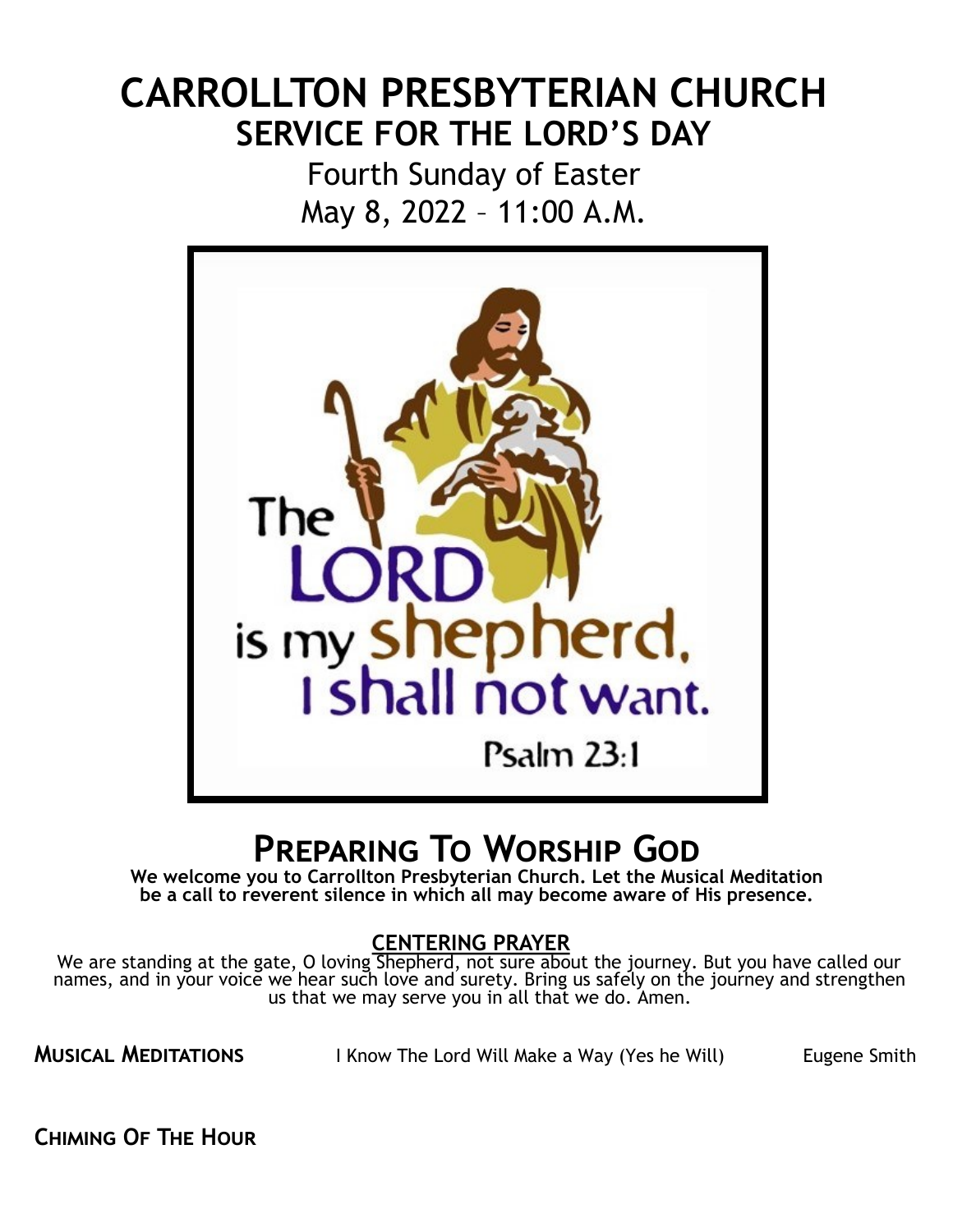# CARROLLTON PRESBYTERIAN CHURCH
## SERVICE FOR THE LORD'S DAY

Fourth Sunday of Easter
May 8, 2022 – 11:00 A.M.

## PREPARING TO WORSHIP GOD

**We welcome you to Carrollton Presbyterian Church. Let the Musical Meditation be a call to reverent silence in which all may become aware of His presence.**

**CENTERING PRAYER**

We are standing at the gate, O loving Shepherd, not sure about the journey. But you have called our names, and in your voice we hear such love and surety. Bring us safely on the journey and strengthen us that we may serve you in all that we do. Amen.

**MUSICAL MEDITATIONS** I Know The Lord Will Make a Way (Yes he Will) Eugene Smith

**CHIMING OF THE HOUR**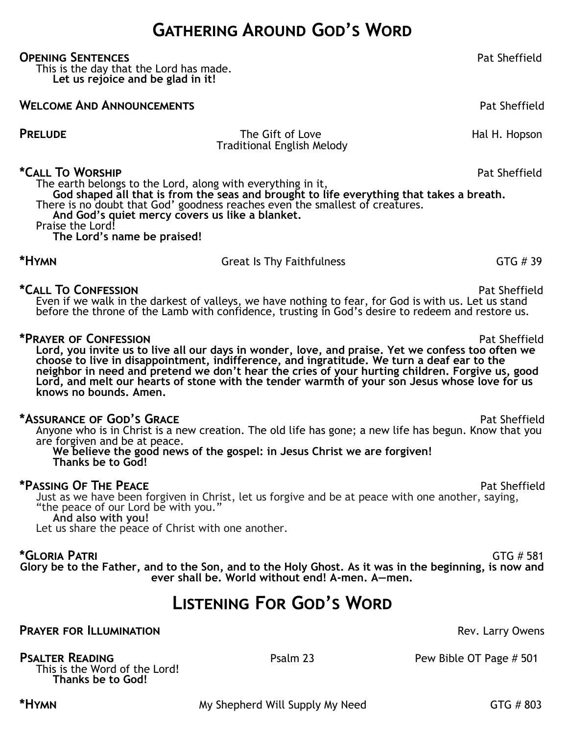# Gathering Around God's Word

**Opening Sentences** Pat Sheffield

This is the day that the Lord has made.
**Let us rejoice and be glad in it!**

**Welcome And Announcements** Pat Sheffield

**Prelude** The Gift of Love — Traditional English Melody — Hal H. Hopson

**\*Call To Worship** Pat Sheffield

The earth belongs to the Lord, along with everything in it,
**God shaped all that is from the seas and brought to life everything that takes a breath.**
There is no doubt that God' goodness reaches even the smallest of creatures.
**And God's quiet mercy covers us like a blanket.**
Praise the Lord!
**The Lord's name be praised!**

**\*Hymn** Great Is Thy Faithfulness GTG # 39

**\*Call To Confession** Pat Sheffield

Even if we walk in the darkest of valleys, we have nothing to fear, for God is with us. Let us stand before the throne of the Lamb with confidence, trusting in God's desire to redeem and restore us.

**\*Prayer of Confession** Pat Sheffield

**Lord, you invite us to live all our days in wonder, love, and praise. Yet we confess too often we choose to live in disappointment, indifference, and ingratitude. We turn a deaf ear to the neighbor in need and pretend we don't hear the cries of your hurting children. Forgive us, good Lord, and melt our hearts of stone with the tender warmth of your son Jesus whose love for us knows no bounds. Amen.**

**\*Assurance of God's Grace** Pat Sheffield

Anyone who is in Christ is a new creation. The old life has gone; a new life has begun. Know that you are forgiven and be at peace.
**We believe the good news of the gospel: in Jesus Christ we are forgiven!**
**Thanks be to God!**

**\*Passing Of The Peace** Pat Sheffield

Just as we have been forgiven in Christ, let us forgive and be at peace with one another, saying, "the peace of our Lord be with you."
**And also with you!**
Let us share the peace of Christ with one another.

**\*Gloria Patri** GTG # 581

**Glory be to the Father, and to the Son, and to the Holy Ghost. As it was in the beginning, is now and ever shall be. World without end! A-men. A—men.**

# Listening For God's Word

**Prayer for Illumination** Rev. Larry Owens

**Psalter Reading** Psalm 23 Pew Bible OT Page # 501

This is the Word of the Lord!
**Thanks be to God!**

**\*Hymn** My Shepherd Will Supply My Need GTG # 803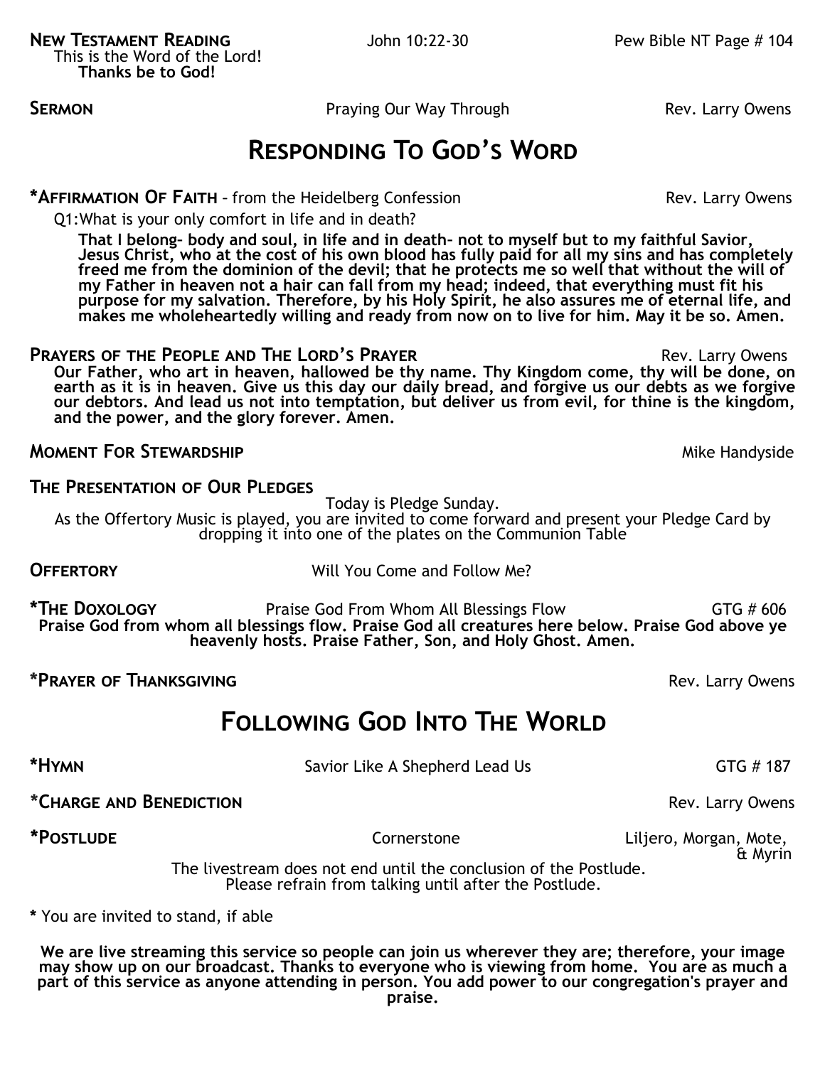**New Testament Reading** John 10:22-30 Pew Bible NT Page # 104

This is the Word of the Lord!
**Thanks be to God!**

**Sermon** Praying Our Way Through Rev. Larry Owens

## Responding To God's Word

**\*Affirmation Of Faith** – from the Heidelberg Confession Rev. Larry Owens

Q1:What is your only comfort in life and in death?

**That I belong- body and soul, in life and in death- not to myself but to my faithful Savior, Jesus Christ, who at the cost of his own blood has fully paid for all my sins and has completely freed me from the dominion of the devil; that he protects me so well that without the will of my Father in heaven not a hair can fall from my head; indeed, that everything must fit his purpose for my salvation. Therefore, by his Holy Spirit, he also assures me of eternal life, and makes me wholeheartedly willing and ready from now on to live for him. May it be so. Amen.**

**Prayers of the People and The Lord's Prayer** Rev. Larry Owens

**Our Father, who art in heaven, hallowed be thy name. Thy Kingdom come, thy will be done, on earth as it is in heaven. Give us this day our daily bread, and forgive us our debts as we forgive our debtors. And lead us not into temptation, but deliver us from evil, for thine is the kingdom, and the power, and the glory forever. Amen.**

**Moment For Stewardship** Mike Handyside

**The Presentation of Our Pledges**

Today is Pledge Sunday.
As the Offertory Music is played, you are invited to come forward and present your Pledge Card by dropping it into one of the plates on the Communion Table

**Offertory** Will You Come and Follow Me?

**\*The Doxology** Praise God From Whom All Blessings Flow GTG # 606

**Praise God from whom all blessings flow. Praise God all creatures here below. Praise God above ye heavenly hosts. Praise Father, Son, and Holy Ghost. Amen.**

**\*Prayer of Thanksgiving** Rev. Larry Owens

## Following God Into The World

**\*Hymn** Savior Like A Shepherd Lead Us GTG # 187

**\*Charge and Benediction** Rev. Larry Owens

**\*Postlude** Cornerstone Liljero, Morgan, Mote, & Myrin

The livestream does not end until the conclusion of the Postlude.
Please refrain from talking until after the Postlude.

**\*** You are invited to stand, if able

**We are live streaming this service so people can join us wherever they are; therefore, your image may show up on our broadcast. Thanks to everyone who is viewing from home. You are as much a part of this service as anyone attending in person. You add power to our congregation's prayer and praise.**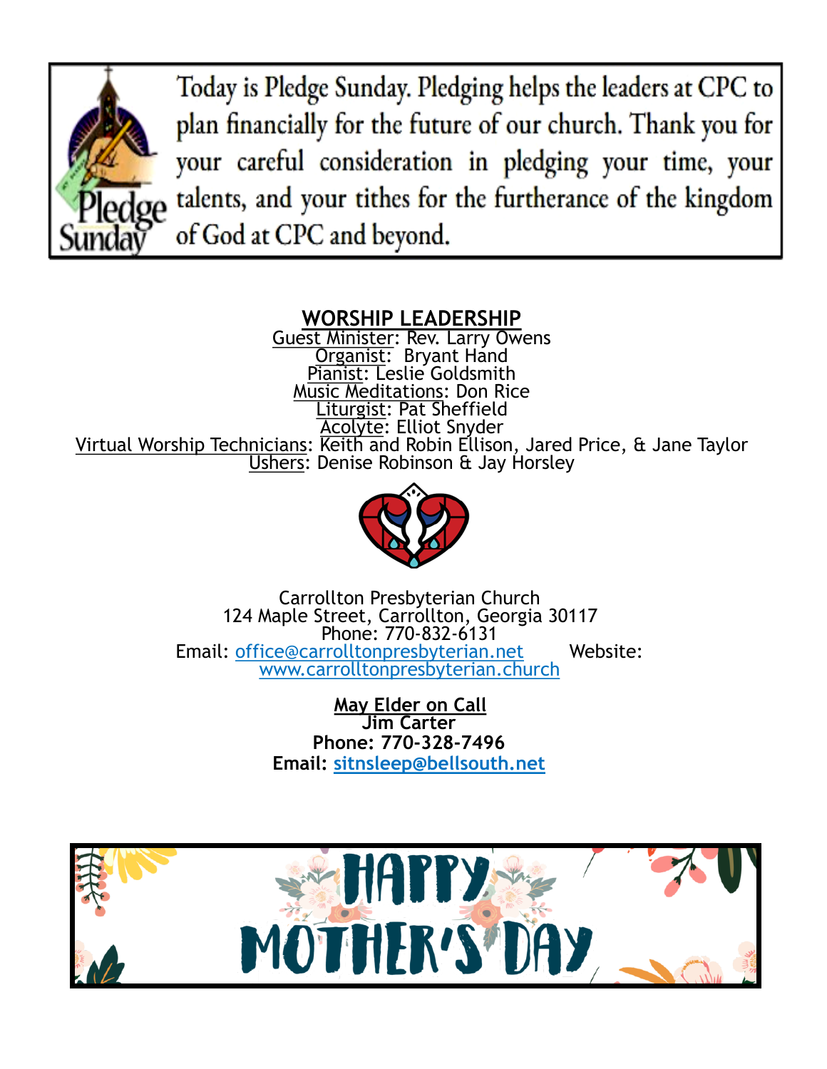Pledge Sunday

Today is Pledge Sunday. Pledging helps the leaders at CPC to plan financially for the future of our church. Thank you for your careful consideration in pledging your time, your talents, and your tithes for the furtherance of the kingdom of God at CPC and beyond.

## WORSHIP LEADERSHIP

Guest Minister: Rev. Larry Owens
Organist: Bryant Hand
Pianist: Leslie Goldsmith
Music Meditations: Don Rice
Liturgist: Pat Sheffield
Acolyte: Elliot Snyder
Virtual Worship Technicians: Keith and Robin Ellison, Jared Price, & Jane Taylor
Ushers: Denise Robinson & Jay Horsley

Carrollton Presbyterian Church
124 Maple Street, Carrollton, Georgia 30117
Phone: 770-832-6131
Email: office@carrolltonpresbyterian.net Website: www.carrolltonpresbyterian.church

**May Elder on Call**
**Jim Carter**
**Phone: 770-328-7496**
**Email: sitnsleep@bellsouth.net**

HAPPY MOTHER'S DAY